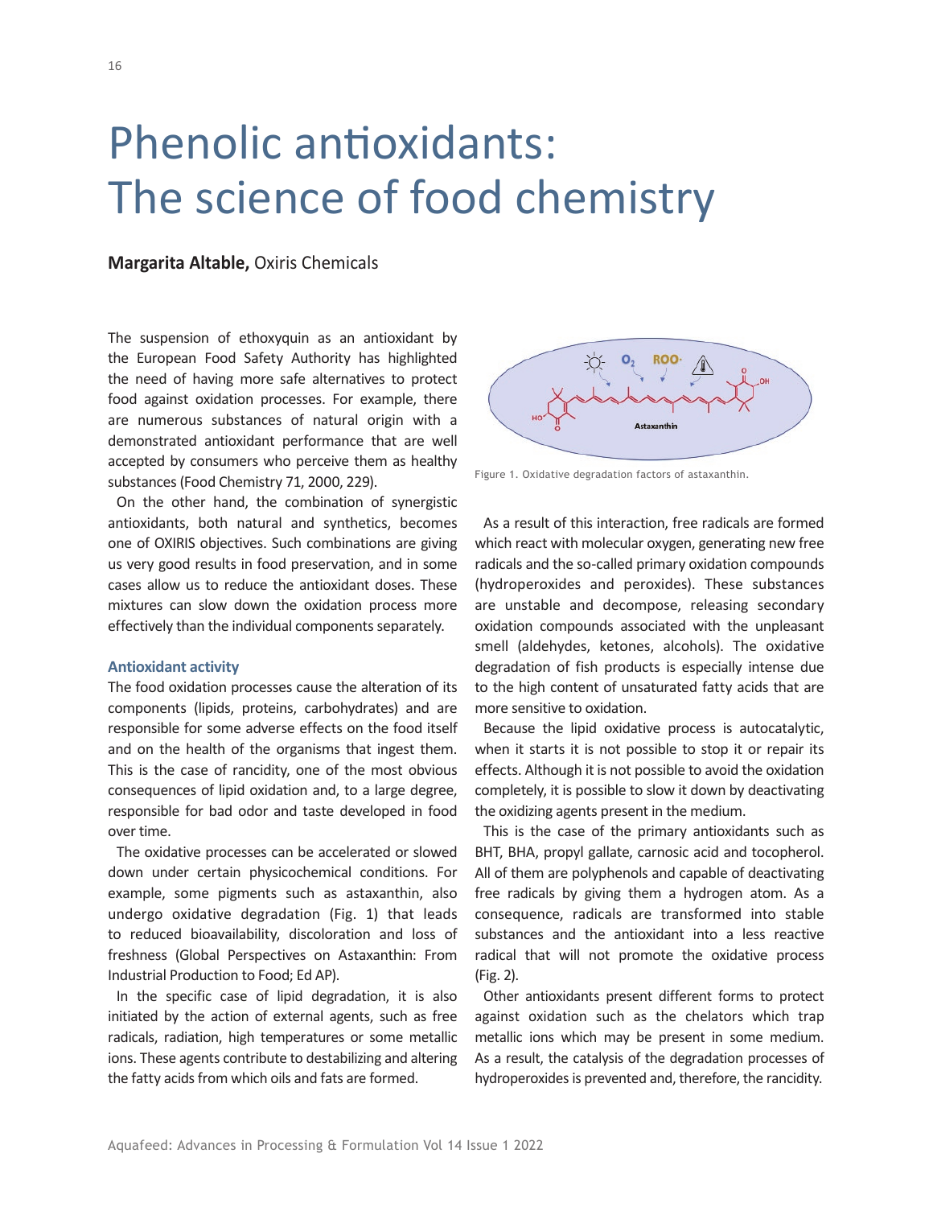# Phenolic antioxidants: The science of food chemistry

**Margarita Altable,** Oxiris Chemicals

The suspension of ethoxyquin as an antioxidant by the European Food Safety Authority has highlighted the need of having more safe alternatives to protect food against oxidation processes. For example, there are numerous substances of natural origin with a demonstrated antioxidant performance that are well accepted by consumers who perceive them as healthy substances (Food Chemistry 71, 2000, 229).

On the other hand, the combination of synergistic antioxidants, both natural and synthetics, becomes one of OXIRIS objectives. Such combinations are giving us very good results in food preservation, and in some cases allow us to reduce the antioxidant doses. These mixtures can slow down the oxidation process more effectively than the individual components separately.

### Antioxidant activity

The food oxidation processes cause the alteration of its components (lipids, proteins, carbohydrates) and are responsible for some adverse effects on the food itself and on the health of the organisms that ingest them. This is the case of rancidity, one of the most obvious consequences of lipid oxidation and, to a large degree, responsible for bad odor and taste developed in food over time.

The oxidative processes can be accelerated or slowed down under certain physicochemical conditions. For example, some pigments such as astaxanthin, also undergo oxidative degradation (Fig. 1) that leads to reduced bioavailability, discoloration and loss of freshness (Global Perspectives on Astaxanthin: From Industrial Production to Food; Ed AP).

In the specific case of lipid degradation, it is also initiated by the action of external agents, such as free radicals, radiation, high temperatures or some metallic ions. These agents contribute to destabilizing and altering the fatty acids from which oils and fats are formed.

Figure 1. Oxidative degradation factors of astaxanthin.

As a result of this interaction, free radicals are formed which react with molecular oxygen, generating new free radicals and the so-called primary oxidation compounds (hydroperoxides and peroxides). These substances are unstable and decompose, releasing secondary oxidation compounds associated with the unpleasant smell (aldehydes, ketones, alcohols). The oxidative degradation of fish products is especially intense due to the high content of unsaturated fatty acids that are more sensitive to oxidation.

Because the lipid oxidative process is autocatalytic, when it starts it is not possible to stop it or repair its effects. Although it is not possible to avoid the oxidation completely, it is possible to slow it down by deactivating the oxidizing agents present in the medium.

This is the case of the primary antioxidants such as BHT, BHA, propyl gallate, carnosic acid and tocopherol. All of them are polyphenols and capable of deactivating free radicals by giving them a hydrogen atom. As a consequence, radicals are transformed into stable substances and the antioxidant into a less reactive radical that will not promote the oxidative process (Fig. 2).

Other antioxidants present different forms to protect against oxidation such as the chelators which trap metallic ions which may be present in some medium. As a result, the catalysis of the degradation processes of hydroperoxides is prevented and, therefore, the rancidity.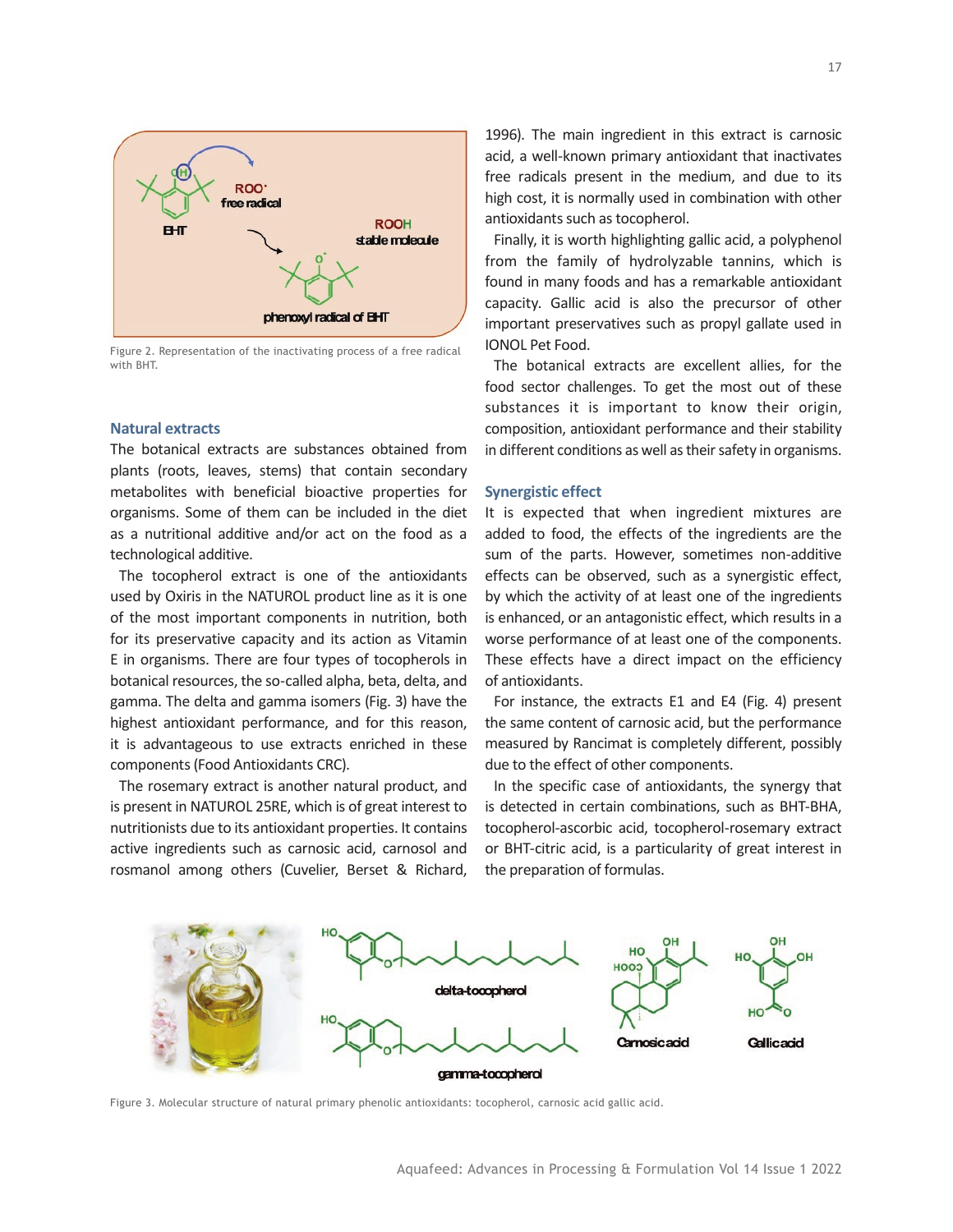Figure 2. Representation of the inactivating process of a free radical with BHT.

## Natural extracts

The botanical extracts are substances obtained from plants (roots, leaves, stems) that contain secondary metabolites with beneficial bioactive properties for organisms. Some of them can be included in the diet as a nutritional additive and/or act on the food as a technological additive.

The tocopherol extract is one of the antioxidants used by Oxiris in the NATUROL product line as it is one of the most important components in nutrition, both for its preservative capacity and its action as Vitamin E in organisms. There are four types of tocopherols in botanical resources, the so-called alpha, beta, delta, and gamma. The delta and gamma isomers (Fig. 3) have the highest antioxidant performance, and for this reason, it is advantageous to use extracts enriched in these components (Food Antioxidants CRC).

The rosemary extract is another natural product, and is present in NATUROL 25RE, which is of great interest to nutritionists due to its antioxidant properties. It contains active ingredients such as carnosic acid, carnosol and rosmanol among others (Cuvelier, Berset & Richard, 1996). The main ingredient in this extract is carnosic acid, a well-known primary antioxidant that inactivates free radicals present in the medium, and due to its high cost, it is normally used in combination with other antioxidants such as tocopherol.

Finally, it is worth highlighting gallic acid, a polyphenol from the family of hydrolyzable tannins, which is found in many foods and has a remarkable antioxidant capacity. Gallic acid is also the precursor of other important preservatives such as propyl gallate used in IONOL Pet Food.

The botanical extracts are excellent allies, for the food sector challenges. To get the most out of these substances it is important to know their origin, composition, antioxidant performance and their stability in different conditions as well as their safety in organisms.

## Synergistic effect

It is expected that when ingredient mixtures are added to food, the effects of the ingredients are the sum of the parts. However, sometimes non-additive effects can be observed, such as a synergistic effect, by which the activity of at least one of the ingredients is enhanced, or an antagonistic effect, which results in a worse performance of at least one of the components. These effects have a direct impact on the efficiency of antioxidants.

For instance, the extracts E1 and E4 (Fig. 4) present the same content of carnosic acid, but the performance measured by Rancimat is completely different, possibly due to the effect of other components.

In the specific case of antioxidants, the synergy that is detected in certain combinations, such as BHT-BHA, tocopherol-ascorbic acid, tocopherol-rosemary extract or BHT-citric acid, is a particularity of great interest in the preparation of formulas.

Figure 3. Molecular structure of natural primary phenolic antioxidants: tocopherol, carnosic acid gallic acid.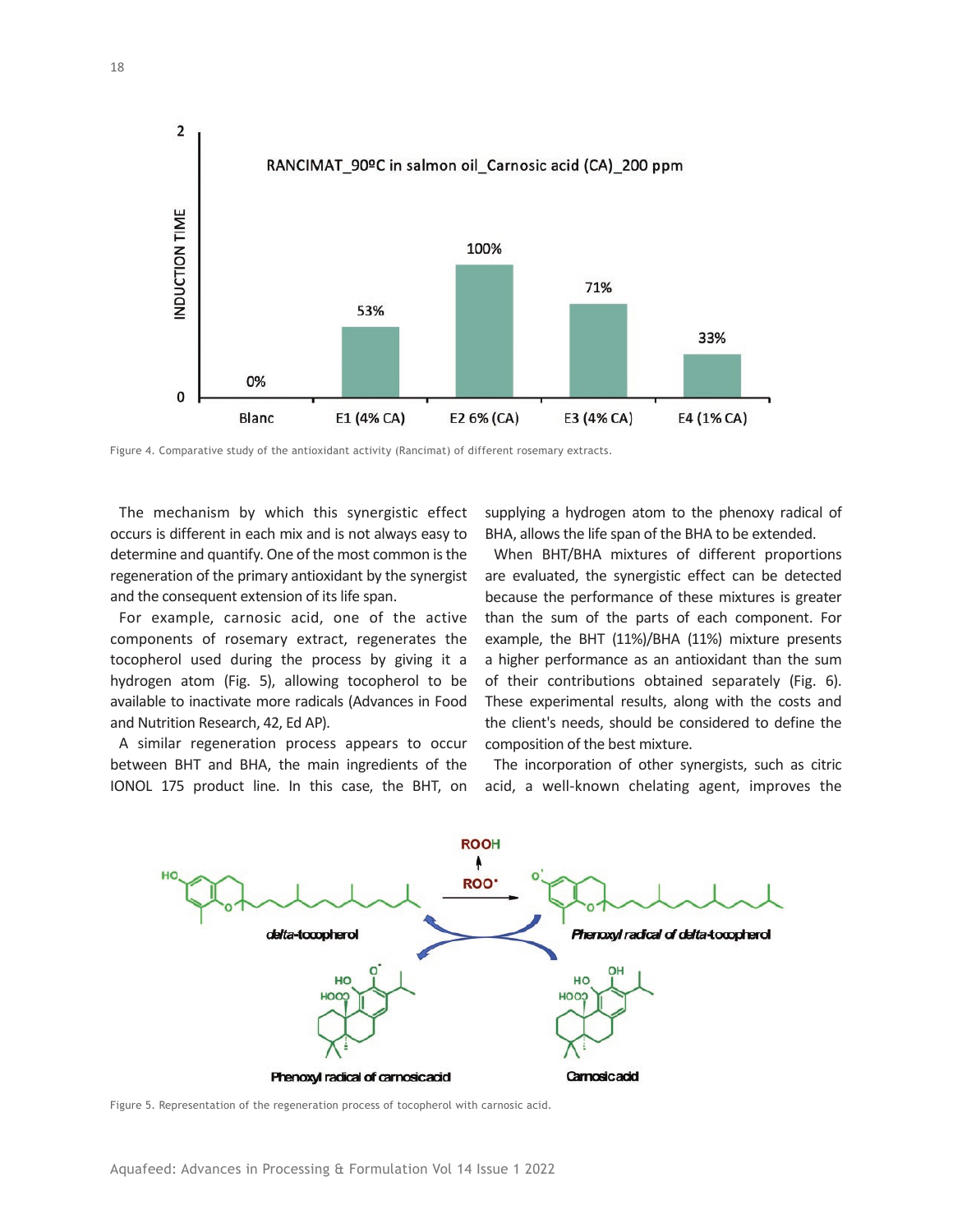Figure 4. Comparative study of the antioxidant activity (Rancimat) of different rosemary extracts.

The mechanism by which this synergistic effect occurs is different in each mix and is not always easy to determine and quantify. One of the most common is the regeneration of the primary antioxidant by the synergist and the consequent extension of its life span.

For example, carnosic acid, one of the active components of rosemary extract, regenerates the tocopherol used during the process by giving it a hydrogen atom (Fig. 5), allowing tocopherol to be available to inactivate more radicals (Advances in Food and Nutrition Research, 42, Ed AP).

A similar regeneration process appears to occur between BHT and BHA, the main ingredients of the IONOL 175 product line. In this case, the BHT, on supplying a hydrogen atom to the phenoxy radical of BHA, allows the life span of the BHA to be extended.

When BHT/BHA mixtures of different proportions are evaluated, the synergistic effect can be detected because the performance of these mixtures is greater than the sum of the parts of each component. For example, the BHT (11%)/BHA (11%) mixture presents a higher performance as an antioxidant than the sum of their contributions obtained separately (Fig. 6). These experimental results, along with the costs and the client's needs, should be considered to define the composition of the best mixture.

The incorporation of other synergists, such as citric acid, a well-known chelating agent, improves the

Figure 5. Representation of the regeneration process of tocopherol with carnosic acid.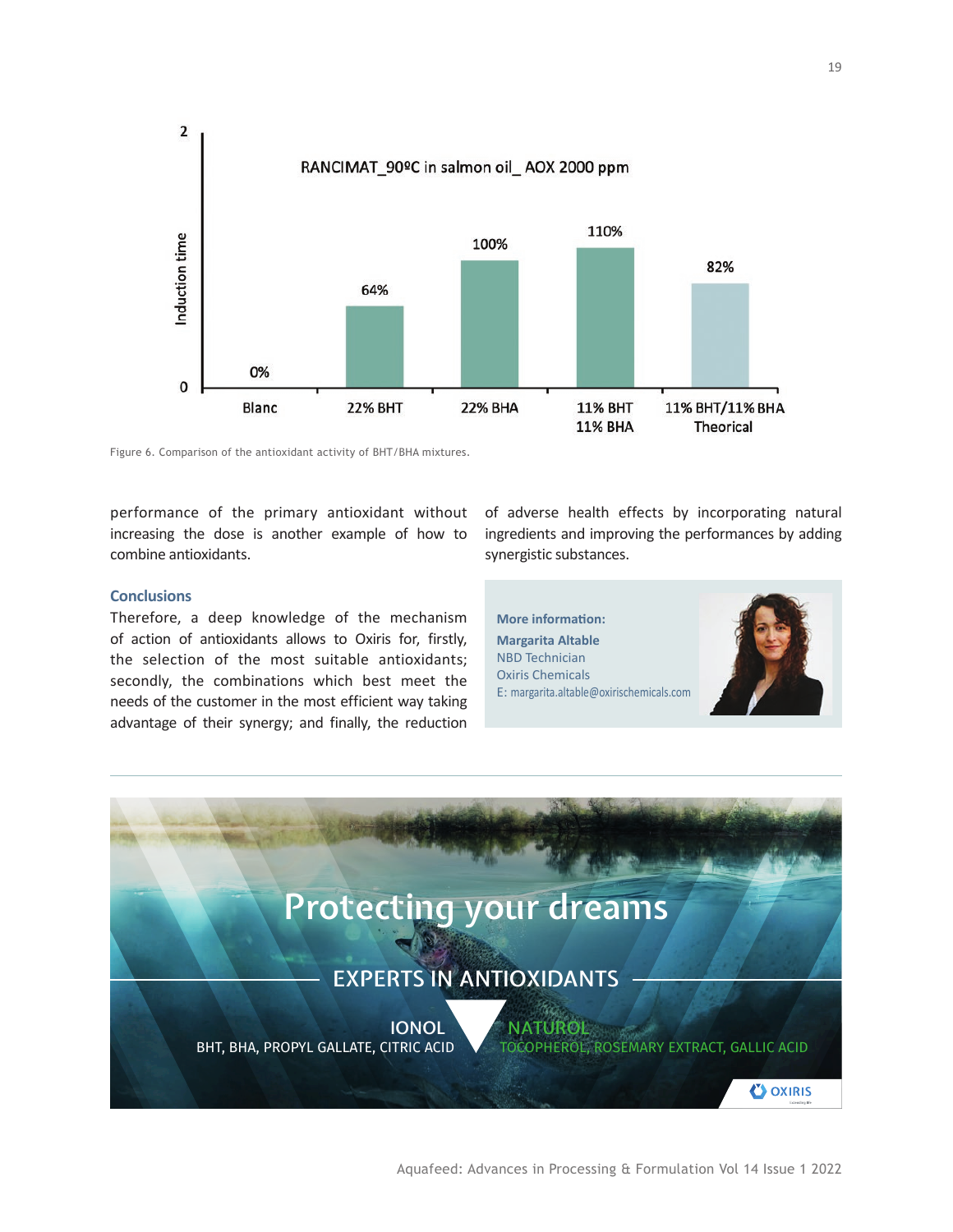RANCIMAT_90ºC in salmon oil_ AOX 2000 ppm

Induction time

2

0

0%

64%

100%

110%

82%

Blanc

22% BHT

22% BHA

11% BHT
11% BHA

11% BHT/11% BHA
Theorical

Figure 6. Comparison of the antioxidant activity of BHT/BHA mixtures.

performance of the primary antioxidant without increasing the dose is another example of how to combine antioxidants.

## Conclusions

Therefore, a deep knowledge of the mechanism of action of antioxidants allows to Oxiris for, firstly, the selection of the most suitable antioxidants; secondly, the combinations which best meet the needs of the customer in the most efficient way taking advantage of their synergy; and finally, the reduction of adverse health effects by incorporating natural ingredients and improving the performances by adding synergistic substances.

**More information:**
**Margarita Altable**
NBD Technician
Oxiris Chemicals
E: margarita.altable@oxirischemicals.com

Protecting your dreams

EXPERTS IN ANTIOXIDANTS

IONOL
BHT, BHA, PROPYL GALLATE, CITRIC ACID

NATUROL
TOCOPHEROL, ROSEMARY EXTRACT, GALLIC ACID

OXIRIS